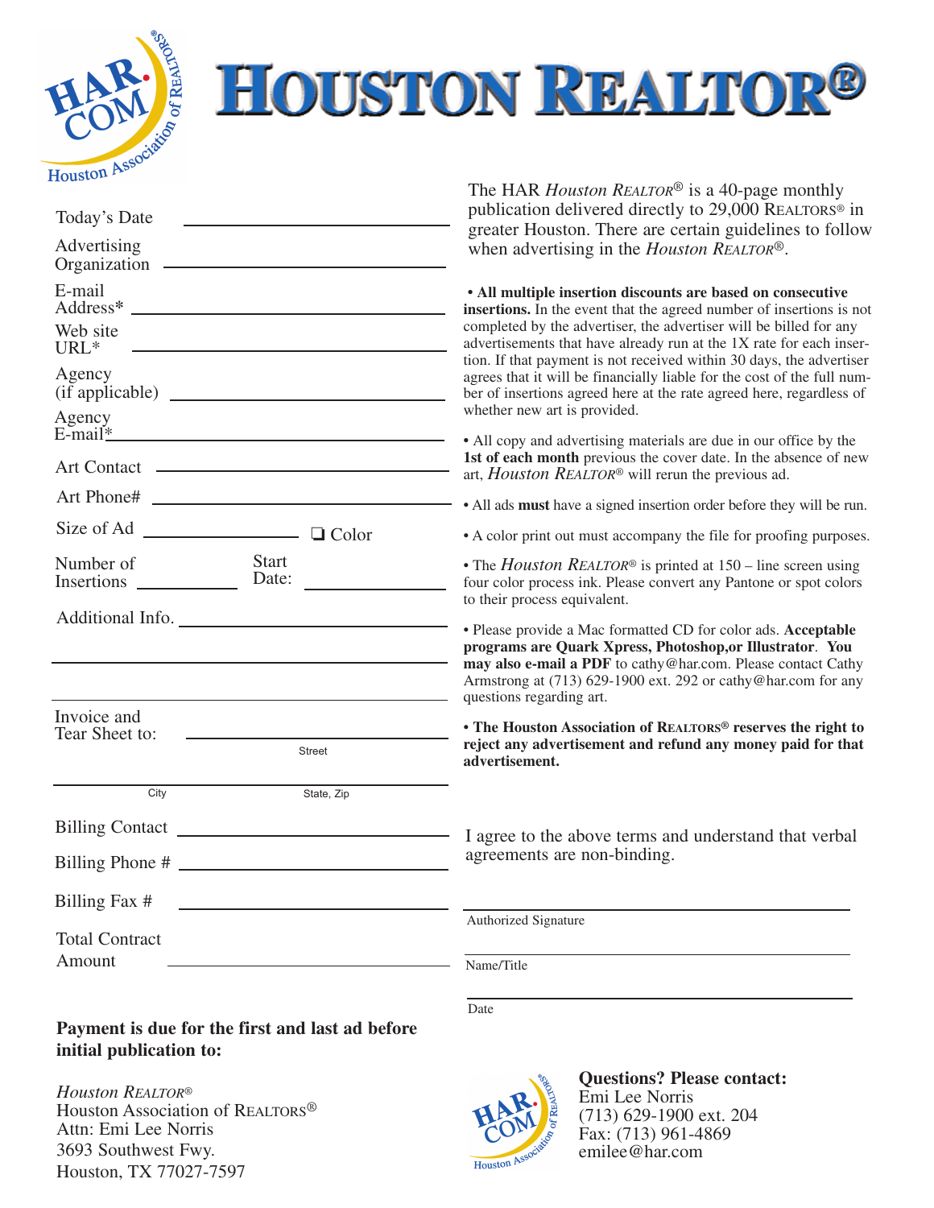# Houston Realtor®

Today's Date ______________________

Advertising Organization ______________________

E-mail Address* ______________________

Web site URL* ______________________

Agency (if applicable) ______________________

Agency E-mail* ______________________

Art Contact ______________________

Art Phone# ______________________

Size of Ad ______________ ❏ Color

Number of Insertions ____________ Start Date: ____________

Additional Info. ______________________

______________________

______________________

Invoice and Tear Sheet to: ______________________
Street

______________________
City State, Zip

Billing Contact ______________________

Billing Phone # ______________________

Billing Fax # ______________________

Total Contract Amount ______________________

**Payment is due for the first and last ad before initial publication to:**

*Houston Realtor®*
Houston Association of Realtors®
Attn: Emi Lee Norris
3693 Southwest Fwy.
Houston, TX 77027-7597

The HAR *Houston Realtor®* is a 40-page monthly publication delivered directly to 29,000 Realtors® in greater Houston. There are certain guidelines to follow when advertising in the *Houston Realtor®*.

- **All multiple insertion discounts are based on consecutive insertions.** In the event that the agreed number of insertions is not completed by the advertiser, the advertiser will be billed for any advertisements that have already run at the 1X rate for each insertion. If that payment is not received within 30 days, the advertiser agrees that it will be financially liable for the cost of the full number of insertions agreed here at the rate agreed here, regardless of whether new art is provided.
- All copy and advertising materials are due in our office by the **1st of each month** previous the cover date. In the absence of new art, *Houston Realtor®* will rerun the previous ad.
- All ads **must** have a signed insertion order before they will be run.
- A color print out must accompany the file for proofing purposes.
- The *Houston Realtor®* is printed at 150 – line screen using four color process ink. Please convert any Pantone or spot colors to their process equivalent.
- Please provide a Mac formatted CD for color ads. **Acceptable programs are Quark Xpress, Photoshop,or Illustrator**. **You may also e-mail a PDF** to cathy@har.com. Please contact Cathy Armstrong at (713) 629-1900 ext. 292 or cathy@har.com for any questions regarding art.
- **The Houston Association of Realtors® reserves the right to reject any advertisement and refund any money paid for that advertisement.**

I agree to the above terms and understand that verbal agreements are non-binding.

______________________
Authorized Signature

______________________
Name/Title

______________________
Date

**Questions? Please contact:**
Emi Lee Norris
(713) 629-1900 ext. 204
Fax: (713) 961-4869
emilee@har.com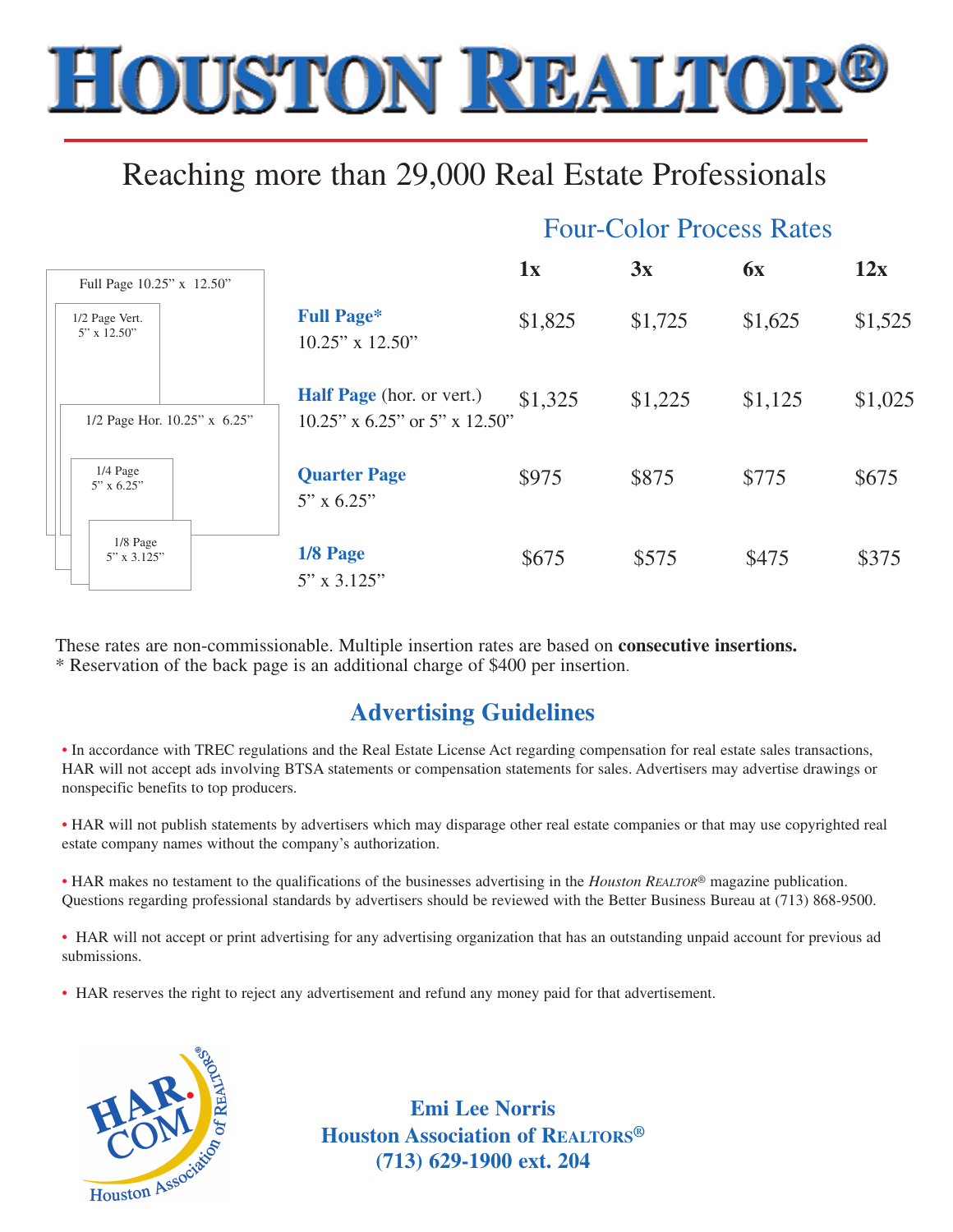# HOUSTON REALTOR®

Reaching more than 29,000 Real Estate Professionals

## Four-Color Process Rates

Full Page 10.25" x 12.50"
1/2 Page Vert. 5" x 12.50"
1/2 Page Hor. 10.25" x 6.25"
1/4 Page 5" x 6.25"
1/8 Page 5" x 3.125"

| | 1x | 3x | 6x | 12x |
|---|---|---|---|---|
| **Full Page*** 10.25" x 12.50" | $1,825 | $1,725 | $1,625 | $1,525 |
| **Half Page** (hor. or vert.) 10.25" x 6.25" or 5" x 12.50" | $1,325 | $1,225 | $1,125 | $1,025 |
| **Quarter Page** 5" x 6.25" | $975 | $875 | $775 | $675 |
| **1/8 Page** 5" x 3.125" | $675 | $575 | $475 | $375 |

These rates are non-commissionable. Multiple insertion rates are based on **consecutive insertions.**
* Reservation of the back page is an additional charge of $400 per insertion.

## Advertising Guidelines

- In accordance with TREC regulations and the Real Estate License Act regarding compensation for real estate sales transactions, HAR will not accept ads involving BTSA statements or compensation statements for sales. Advertisers may advertise drawings or nonspecific benefits to top producers.
- HAR will not publish statements by advertisers which may disparage other real estate companies or that may use copyrighted real estate company names without the company's authorization.
- HAR makes no testament to the qualifications of the businesses advertising in the *Houston REALTOR®* magazine publication. Questions regarding professional standards by advertisers should be reviewed with the Better Business Bureau at (713) 868-9500.
- HAR will not accept or print advertising for any advertising organization that has an outstanding unpaid account for previous ad submissions.
- HAR reserves the right to reject any advertisement and refund any money paid for that advertisement.

HAR.COM Houston Association of REALTORS®

**Emi Lee Norris**
**Houston Association of REALTORS®**
**(713) 629-1900 ext. 204**